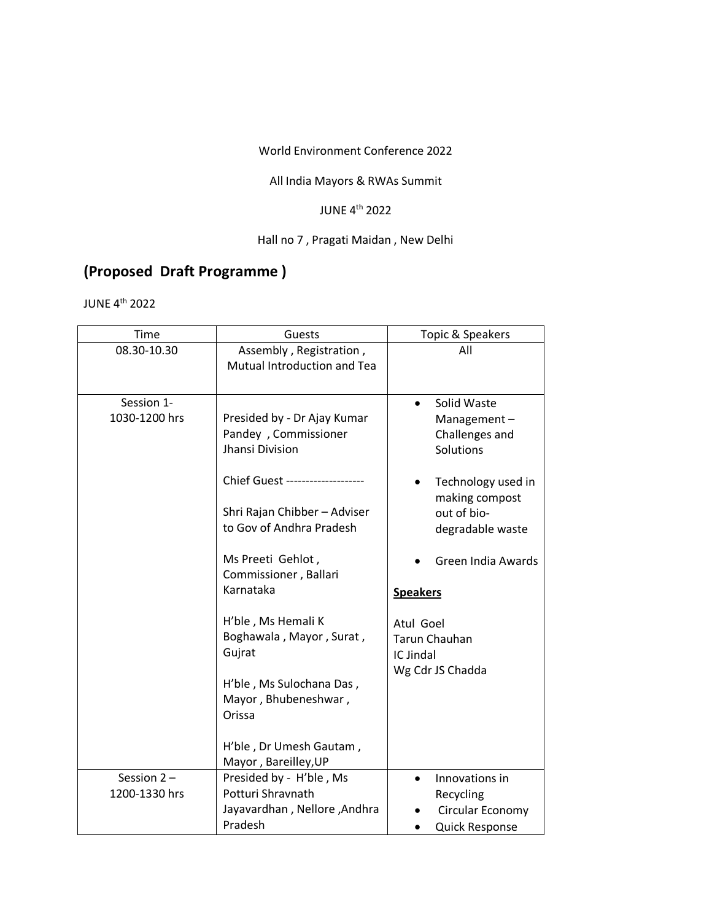World Environment Conference 2022

All India Mayors & RWAs Summit

JUNE 4th 2022

Hall no 7 , Pragati Maidan , New Delhi

## (Proposed Draft Programme )

JUNE 4th 2022

| Time | Guests | Topic & Speakers |
|---|---|---|
| 08.30-10.30 | Assembly , Registration , Mutual Introduction and Tea | All |
| Session 1- 1030-1200 hrs | Presided by - Dr Ajay Kumar Pandey , Commissioner Jhansi Division<br><br>Chief Guest --------------------<br><br>Shri Rajan Chibber – Adviser to Gov of Andhra Pradesh<br><br>Ms Preeti Gehlot , Commissioner , Ballari Karnataka<br><br>H'ble , Ms Hemali K Boghawala , Mayor , Surat , Gujrat<br><br>H'ble , Ms Sulochana Das , Mayor , Bhubeneshwar , Orissa<br><br>H'ble , Dr Umesh Gautam , Mayor , Bareilley,UP | • Solid Waste Management – Challenges and Solutions<br><br>• Technology used in making compost out of bio-degradable waste<br><br>• Green India Awards<br><br>**<u>Speakers</u>**<br><br>Atul Goel<br>Tarun Chauhan<br>IC Jindal<br>Wg Cdr JS Chadda |
| Session 2 – 1200-1330 hrs | Presided by - H'ble , Ms Potturi Shravnath Jayavardhan , Nellore ,Andhra Pradesh | • Innovations in Recycling<br>• Circular Economy<br>• Quick Response |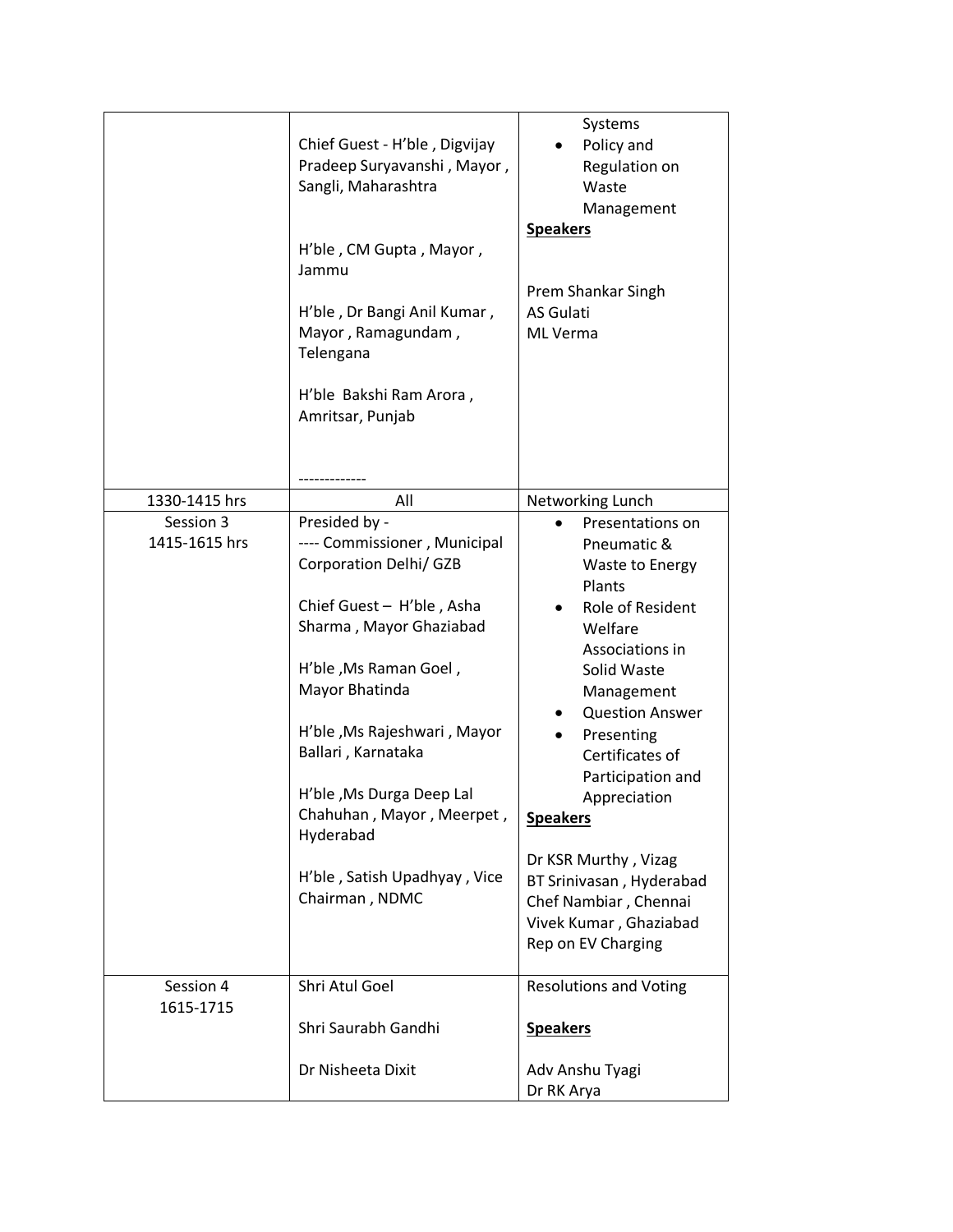| | | |
|---|---|---|
| | Chief Guest - H'ble , Digvijay Pradeep Suryavanshi , Mayor , Sangli, Maharashtra<br><br>H'ble , CM Gupta , Mayor , Jammu<br><br>H'ble , Dr Bangi Anil Kumar , Mayor , Ramagundam , Telengana<br><br>H'ble Bakshi Ram Arora , Amritsar, Punjab<br><br>------------- | Systems<br>• Policy and Regulation on Waste Management<br>**Speakers**<br><br>Prem Shankar Singh<br>AS Gulati<br>ML Verma |
| 1330-1415 hrs | All | Networking Lunch |
| Session 3<br>1415-1615 hrs | Presided by -<br>---- Commissioner , Municipal Corporation Delhi/ GZB<br><br>Chief Guest – H'ble , Asha Sharma , Mayor Ghaziabad<br><br>H'ble ,Ms Raman Goel , Mayor Bhatinda<br><br>H'ble ,Ms Rajeshwari , Mayor Ballari , Karnataka<br><br>H'ble ,Ms Durga Deep Lal Chahuhan , Mayor , Meerpet , Hyderabad<br><br>H'ble , Satish Upadhyay , Vice Chairman , NDMC | • Presentations on Pneumatic & Waste to Energy Plants<br>• Role of Resident Welfare Associations in Solid Waste Management<br>• Question Answer<br>• Presenting Certificates of Participation and Appreciation<br>**Speakers**<br><br>Dr KSR Murthy , Vizag<br>BT Srinivasan , Hyderabad<br>Chef Nambiar , Chennai<br>Vivek Kumar , Ghaziabad<br>Rep on EV Charging |
| Session 4<br>1615-1715 | Shri Atul Goel<br><br>Shri Saurabh Gandhi<br><br>Dr Nisheeta Dixit | Resolutions and Voting<br><br>**Speakers**<br><br>Adv Anshu Tyagi<br>Dr RK Arya |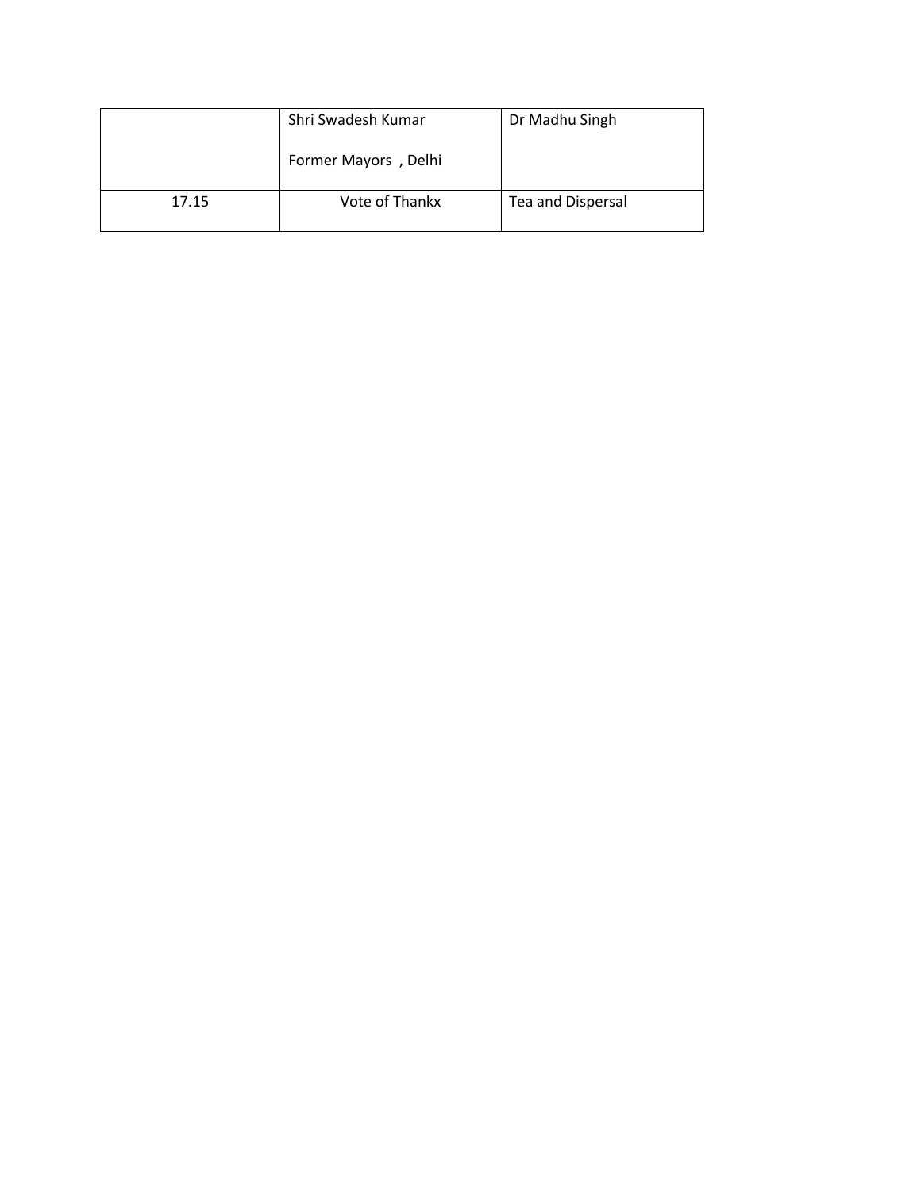| | | |
|---|---|---|
| | Shri Swadesh Kumar<br><br>Former Mayors , Delhi | Dr Madhu Singh |
| 17.15 | Vote of Thankx | Tea and Dispersal |